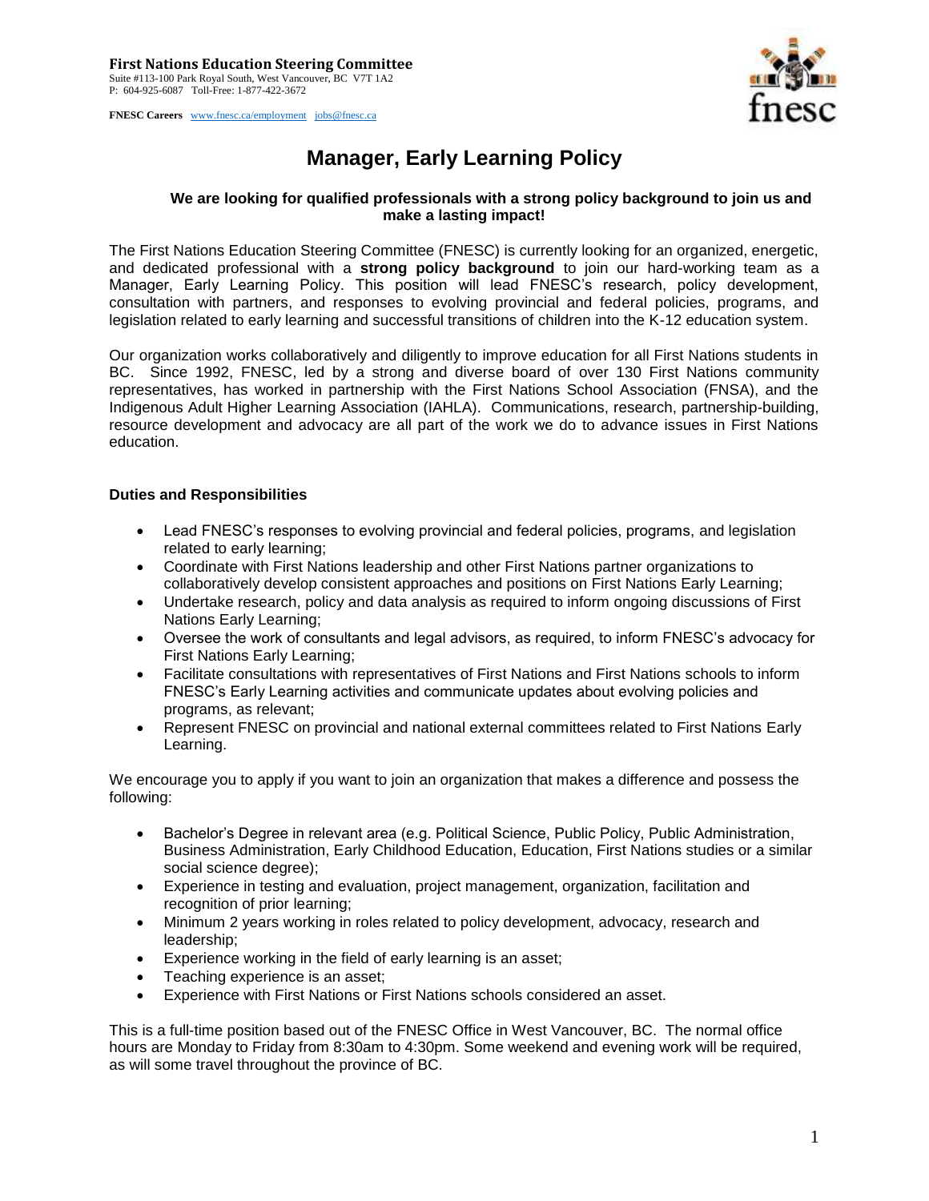**First Nations Education Steering Committee**
Suite #113-100 Park Royal South, West Vancouver, BC V7T 1A2
P: 604-925-6087 Toll-Free: 1-877-422-3672

**FNESC Careers** www.fnesc.ca/employment jobs@fnesc.ca

# Manager, Early Learning Policy

**We are looking for qualified professionals with a strong policy background to join us and make a lasting impact!**

The First Nations Education Steering Committee (FNESC) is currently looking for an organized, energetic, and dedicated professional with a **strong policy background** to join our hard-working team as a Manager, Early Learning Policy. This position will lead FNESC's research, policy development, consultation with partners, and responses to evolving provincial and federal policies, programs, and legislation related to early learning and successful transitions of children into the K-12 education system.

Our organization works collaboratively and diligently to improve education for all First Nations students in BC. Since 1992, FNESC, led by a strong and diverse board of over 130 First Nations community representatives, has worked in partnership with the First Nations School Association (FNSA), and the Indigenous Adult Higher Learning Association (IAHLA). Communications, research, partnership-building, resource development and advocacy are all part of the work we do to advance issues in First Nations education.

### Duties and Responsibilities

- Lead FNESC's responses to evolving provincial and federal policies, programs, and legislation related to early learning;
- Coordinate with First Nations leadership and other First Nations partner organizations to collaboratively develop consistent approaches and positions on First Nations Early Learning;
- Undertake research, policy and data analysis as required to inform ongoing discussions of First Nations Early Learning;
- Oversee the work of consultants and legal advisors, as required, to inform FNESC's advocacy for First Nations Early Learning;
- Facilitate consultations with representatives of First Nations and First Nations schools to inform FNESC's Early Learning activities and communicate updates about evolving policies and programs, as relevant;
- Represent FNESC on provincial and national external committees related to First Nations Early Learning.

We encourage you to apply if you want to join an organization that makes a difference and possess the following:

- Bachelor's Degree in relevant area (e.g. Political Science, Public Policy, Public Administration, Business Administration, Early Childhood Education, Education, First Nations studies or a similar social science degree);
- Experience in testing and evaluation, project management, organization, facilitation and recognition of prior learning;
- Minimum 2 years working in roles related to policy development, advocacy, research and leadership;
- Experience working in the field of early learning is an asset;
- Teaching experience is an asset;
- Experience with First Nations or First Nations schools considered an asset.

This is a full-time position based out of the FNESC Office in West Vancouver, BC. The normal office hours are Monday to Friday from 8:30am to 4:30pm. Some weekend and evening work will be required, as will some travel throughout the province of BC.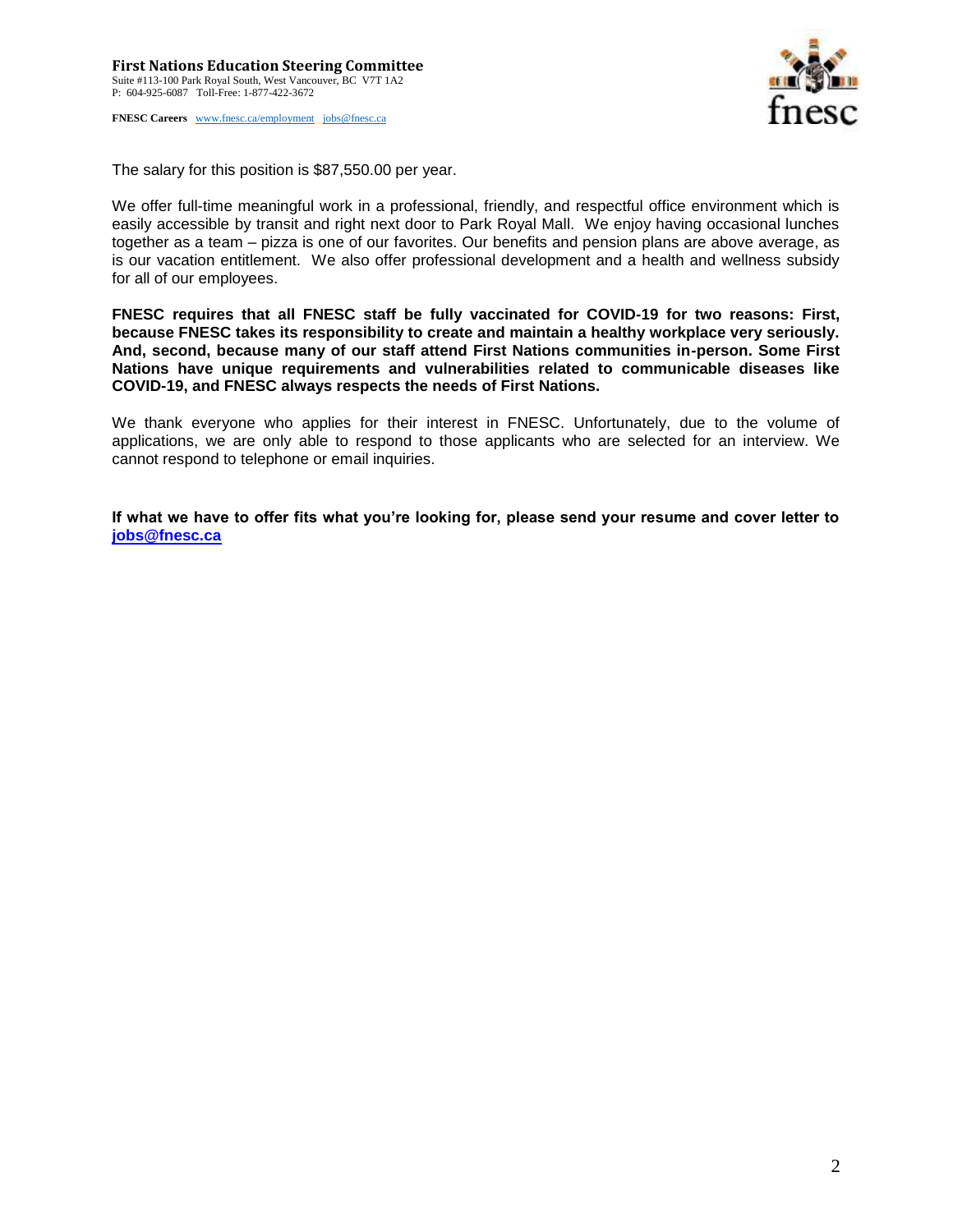The salary for this position is $87,550.00 per year.

We offer full-time meaningful work in a professional, friendly, and respectful office environment which is easily accessible by transit and right next door to Park Royal Mall. We enjoy having occasional lunches together as a team – pizza is one of our favorites. Our benefits and pension plans are above average, as is our vacation entitlement. We also offer professional development and a health and wellness subsidy for all of our employees.

**FNESC requires that all FNESC staff be fully vaccinated for COVID-19 for two reasons: First, because FNESC takes its responsibility to create and maintain a healthy workplace very seriously. And, second, because many of our staff attend First Nations communities in-person. Some First Nations have unique requirements and vulnerabilities related to communicable diseases like COVID-19, and FNESC always respects the needs of First Nations.**

We thank everyone who applies for their interest in FNESC. Unfortunately, due to the volume of applications, we are only able to respond to those applicants who are selected for an interview. We cannot respond to telephone or email inquiries.

**If what we have to offer fits what you're looking for, please send your resume and cover letter to jobs@fnesc.ca**